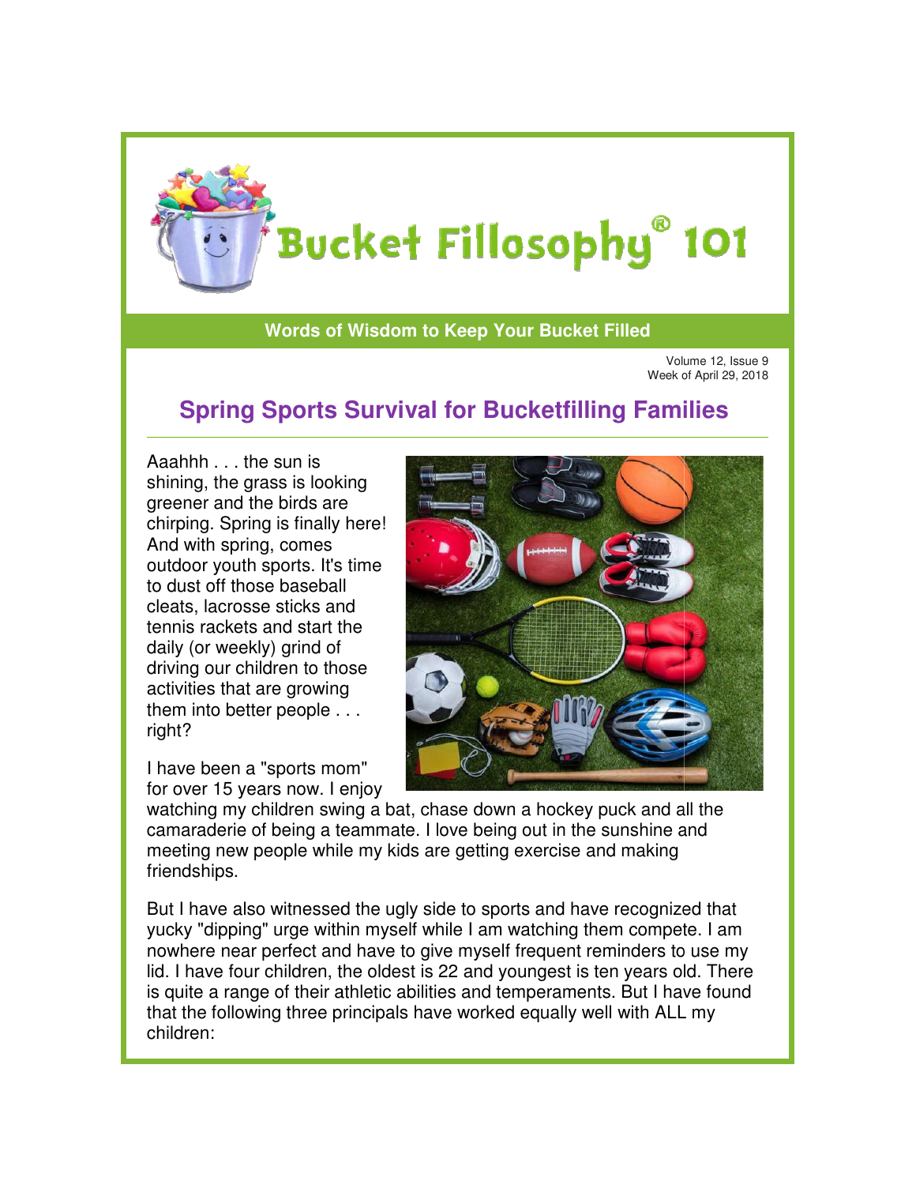# Bucket Fillosophy® 101

**Words of Wisdom to Keep Your Bucket Filled**

Volume 12, Issue 9
Week of April 29, 2018

## Spring Sports Survival for Bucketfilling Families

Aaahhh . . . the sun is shining, the grass is looking greener and the birds are chirping. Spring is finally here! And with spring, comes outdoor youth sports. It's time to dust off those baseball cleats, lacrosse sticks and tennis rackets and start the daily (or weekly) grind of driving our children to those activities that are growing them into better people . . . right?

I have been a "sports mom" for over 15 years now. I enjoy watching my children swing a bat, chase down a hockey puck and all the camaraderie of being a teammate. I love being out in the sunshine and meeting new people while my kids are getting exercise and making friendships.

But I have also witnessed the ugly side to sports and have recognized that yucky "dipping" urge within myself while I am watching them compete. I am nowhere near perfect and have to give myself frequent reminders to use my lid. I have four children, the oldest is 22 and youngest is ten years old. There is quite a range of their athletic abilities and temperaments. But I have found that the following three principals have worked equally well with ALL my children: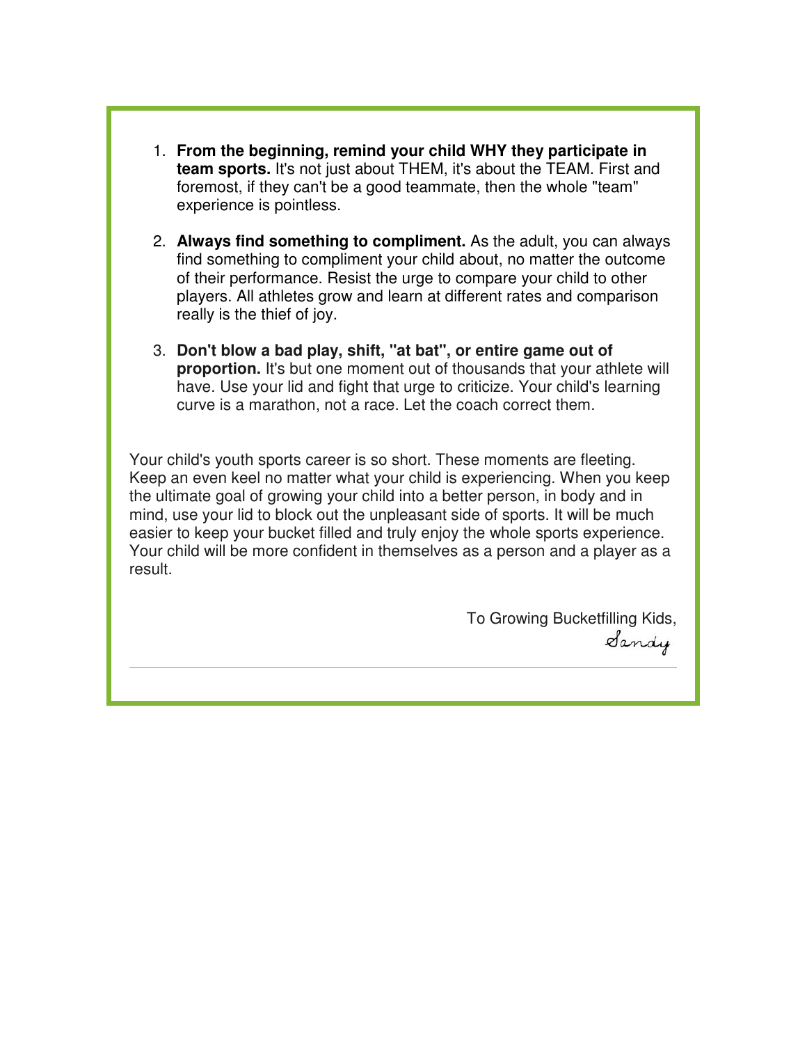1. **From the beginning, remind your child WHY they participate in team sports.** It's not just about THEM, it's about the TEAM. First and foremost, if they can't be a good teammate, then the whole "team" experience is pointless.

2. **Always find something to compliment.** As the adult, you can always find something to compliment your child about, no matter the outcome of their performance. Resist the urge to compare your child to other players. All athletes grow and learn at different rates and comparison really is the thief of joy.

3. **Don't blow a bad play, shift, "at bat", or entire game out of proportion.** It's but one moment out of thousands that your athlete will have. Use your lid and fight that urge to criticize. Your child's learning curve is a marathon, not a race. Let the coach correct them.

Your child's youth sports career is so short. These moments are fleeting. Keep an even keel no matter what your child is experiencing. When you keep the ultimate goal of growing your child into a better person, in body and in mind, use your lid to block out the unpleasant side of sports. It will be much easier to keep your bucket filled and truly enjoy the whole sports experience. Your child will be more confident in themselves as a person and a player as a result.

To Growing Bucketfilling Kids,

Sandy

---